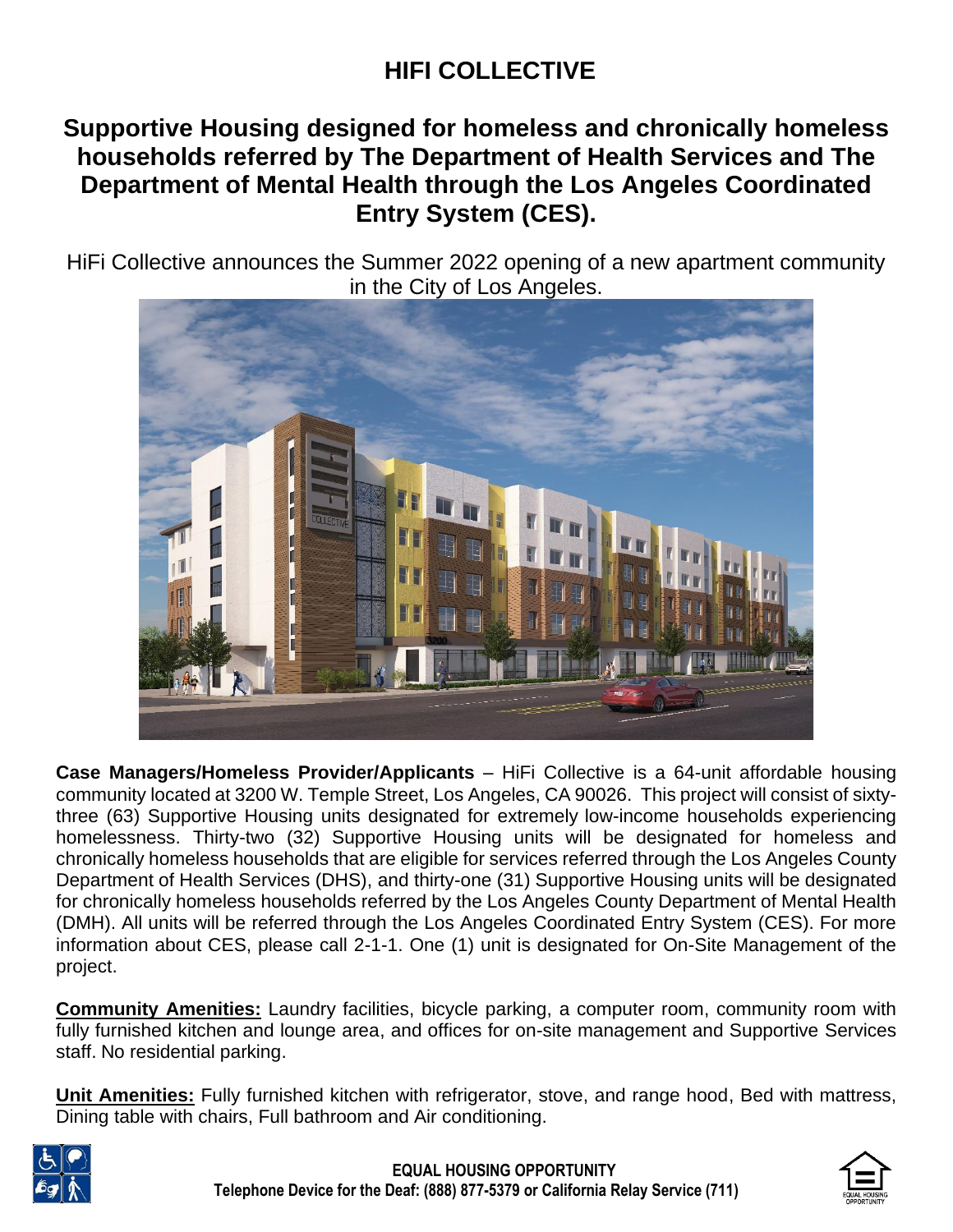# HIFI COLLECTIVE

## Supportive Housing designed for homeless and chronically homeless households referred by The Department of Health Services and The Department of Mental Health through the Los Angeles Coordinated Entry System (CES).

HiFi Collective announces the Summer 2022 opening of a new apartment community in the City of Los Angeles.

**Case Managers/Homeless Provider/Applicants** – HiFi Collective is a 64-unit affordable housing community located at 3200 W. Temple Street, Los Angeles, CA 90026. This project will consist of sixty-three (63) Supportive Housing units designated for extremely low-income households experiencing homelessness. Thirty-two (32) Supportive Housing units will be designated for homeless and chronically homeless households that are eligible for services referred through the Los Angeles County Department of Health Services (DHS), and thirty-one (31) Supportive Housing units will be designated for chronically homeless households referred by the Los Angeles County Department of Mental Health (DMH). All units will be referred through the Los Angeles Coordinated Entry System (CES). For more information about CES, please call 2-1-1. One (1) unit is designated for On-Site Management of the project.

**Community Amenities:** Laundry facilities, bicycle parking, a computer room, community room with fully furnished kitchen and lounge area, and offices for on-site management and Supportive Services staff. No residential parking.

**Unit Amenities:** Fully furnished kitchen with refrigerator, stove, and range hood, Bed with mattress, Dining table with chairs, Full bathroom and Air conditioning.

**EQUAL HOUSING OPPORTUNITY**
**Telephone Device for the Deaf: (888) 877-5379 or California Relay Service (711)**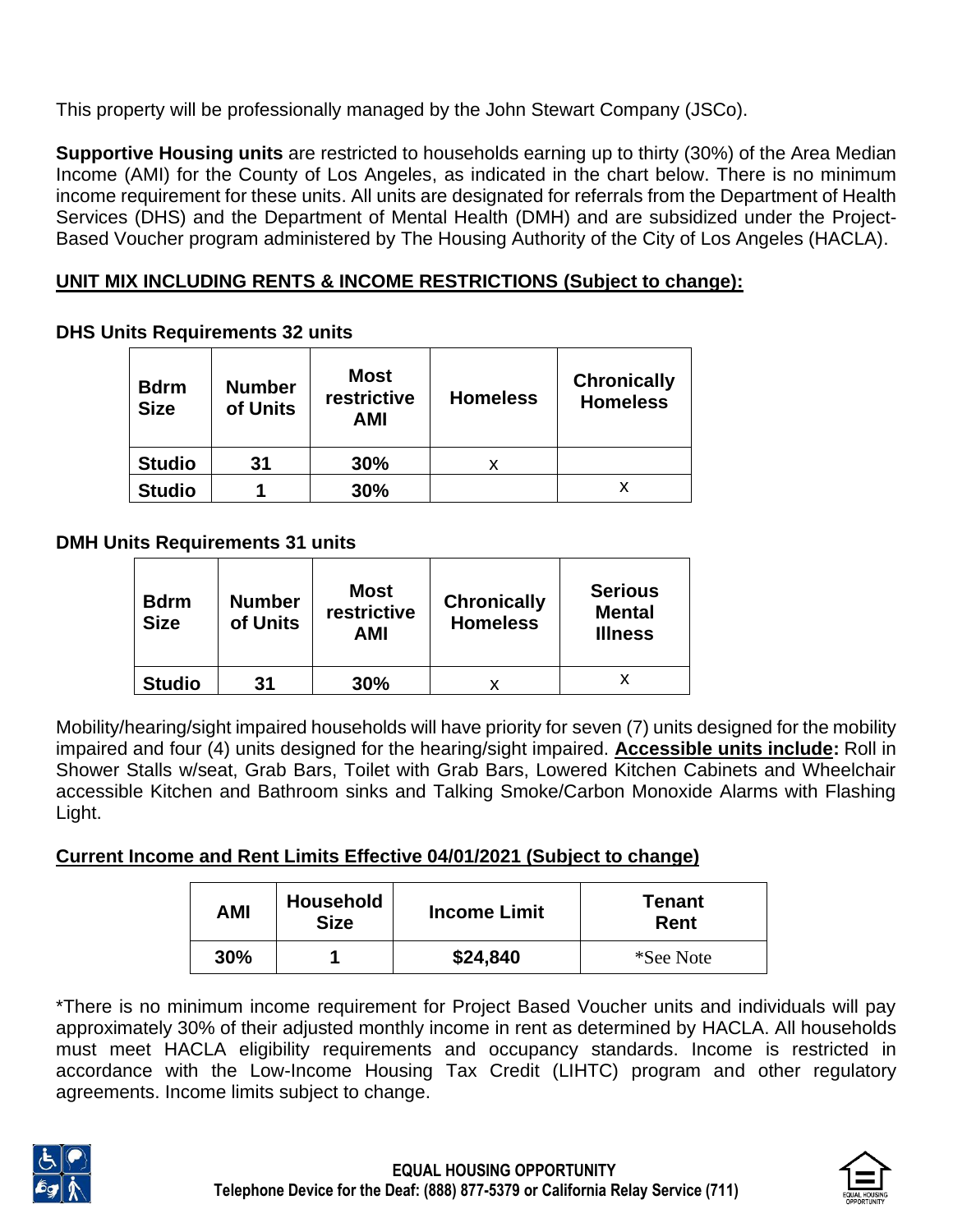This property will be professionally managed by the John Stewart Company (JSCo).

**Supportive Housing units** are restricted to households earning up to thirty (30%) of the Area Median Income (AMI) for the County of Los Angeles, as indicated in the chart below. There is no minimum income requirement for these units. All units are designated for referrals from the Department of Health Services (DHS) and the Department of Mental Health (DMH) and are subsidized under the Project-Based Voucher program administered by The Housing Authority of the City of Los Angeles (HACLA).

**UNIT MIX INCLUDING RENTS & INCOME RESTRICTIONS (Subject to change):**

**DHS Units Requirements 32 units**

| Bdrm Size | Number of Units | Most restrictive AMI | Homeless | Chronically Homeless |
|---|---|---|---|---|
| **Studio** | **31** | **30%** | x | |
| **Studio** | **1** | **30%** | | x |

**DMH Units Requirements 31 units**

| Bdrm Size | Number of Units | Most restrictive AMI | Chronically Homeless | Serious Mental Illness |
|---|---|---|---|---|
| **Studio** | **31** | **30%** | x | x |

Mobility/hearing/sight impaired households will have priority for seven (7) units designed for the mobility impaired and four (4) units designed for the hearing/sight impaired. **Accessible units include:** Roll in Shower Stalls w/seat, Grab Bars, Toilet with Grab Bars, Lowered Kitchen Cabinets and Wheelchair accessible Kitchen and Bathroom sinks and Talking Smoke/Carbon Monoxide Alarms with Flashing Light.

**Current Income and Rent Limits Effective 04/01/2021 (Subject to change)**

| AMI | Household Size | Income Limit | Tenant Rent |
|---|---|---|---|
| **30%** | **1** | **$24,840** | *See Note |

*There is no minimum income requirement for Project Based Voucher units and individuals will pay approximately 30% of their adjusted monthly income in rent as determined by HACLA. All households must meet HACLA eligibility requirements and occupancy standards. Income is restricted in accordance with the Low-Income Housing Tax Credit (LIHTC) program and other regulatory agreements. Income limits subject to change.

**EQUAL HOUSING OPPORTUNITY**
**Telephone Device for the Deaf: (888) 877-5379 or California Relay Service (711)**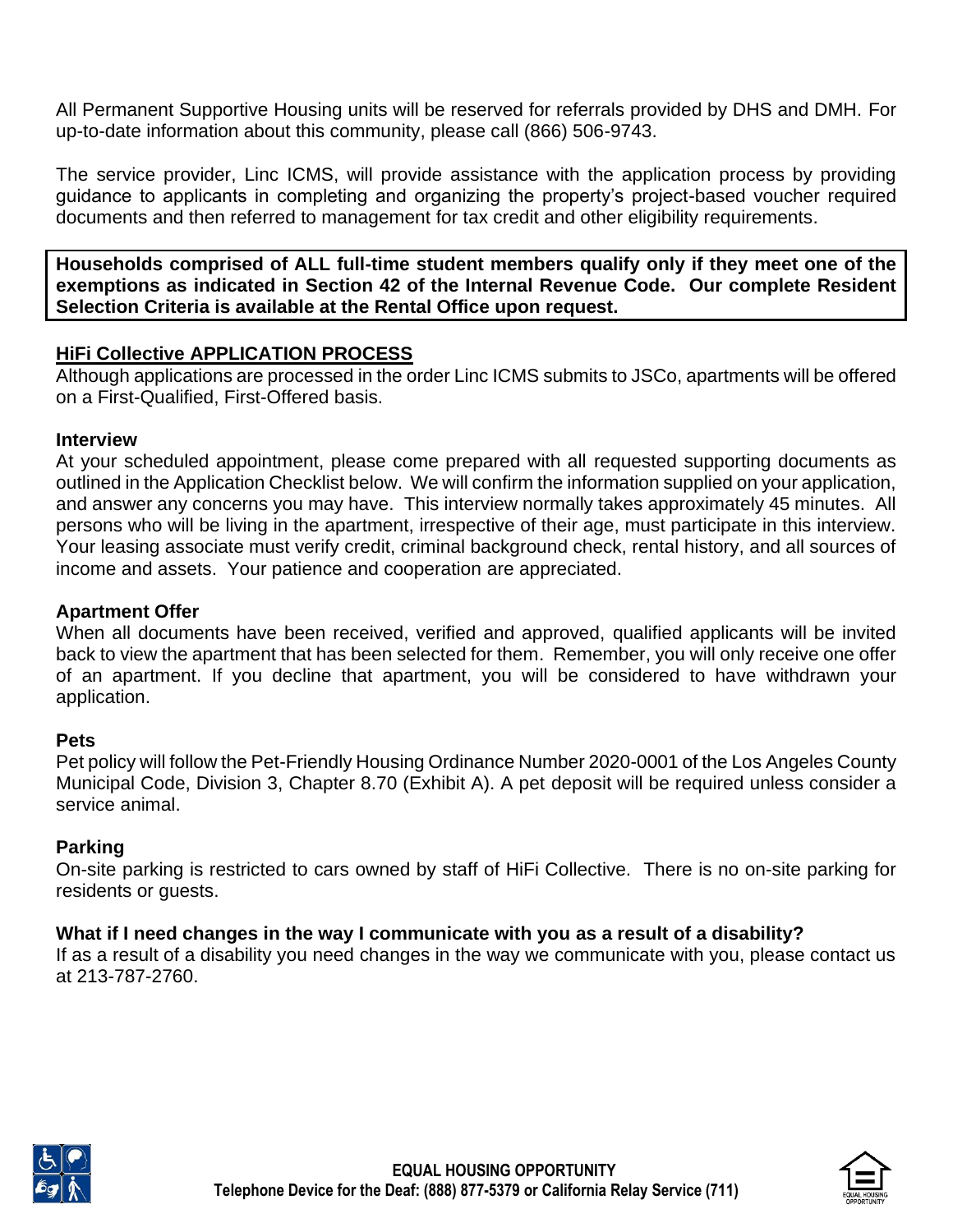All Permanent Supportive Housing units will be reserved for referrals provided by DHS and DMH. For up-to-date information about this community, please call (866) 506-9743.

The service provider, Linc ICMS, will provide assistance with the application process by providing guidance to applicants in completing and organizing the property's project-based voucher required documents and then referred to management for tax credit and other eligibility requirements.

**Households comprised of ALL full-time student members qualify only if they meet one of the exemptions as indicated in Section 42 of the Internal Revenue Code. Our complete Resident Selection Criteria is available at the Rental Office upon request.**

## HiFi Collective APPLICATION PROCESS

Although applications are processed in the order Linc ICMS submits to JSCo, apartments will be offered on a First-Qualified, First-Offered basis.

### Interview

At your scheduled appointment, please come prepared with all requested supporting documents as outlined in the Application Checklist below. We will confirm the information supplied on your application, and answer any concerns you may have. This interview normally takes approximately 45 minutes. All persons who will be living in the apartment, irrespective of their age, must participate in this interview. Your leasing associate must verify credit, criminal background check, rental history, and all sources of income and assets. Your patience and cooperation are appreciated.

### Apartment Offer

When all documents have been received, verified and approved, qualified applicants will be invited back to view the apartment that has been selected for them. Remember, you will only receive one offer of an apartment. If you decline that apartment, you will be considered to have withdrawn your application.

### Pets

Pet policy will follow the Pet-Friendly Housing Ordinance Number 2020-0001 of the Los Angeles County Municipal Code, Division 3, Chapter 8.70 (Exhibit A). A pet deposit will be required unless consider a service animal.

### Parking

On-site parking is restricted to cars owned by staff of HiFi Collective. There is no on-site parking for residents or guests.

### What if I need changes in the way I communicate with you as a result of a disability?

If as a result of a disability you need changes in the way we communicate with you, please contact us at 213-787-2760.

**EQUAL HOUSING OPPORTUNITY**
**Telephone Device for the Deaf: (888) 877-5379 or California Relay Service (711)**